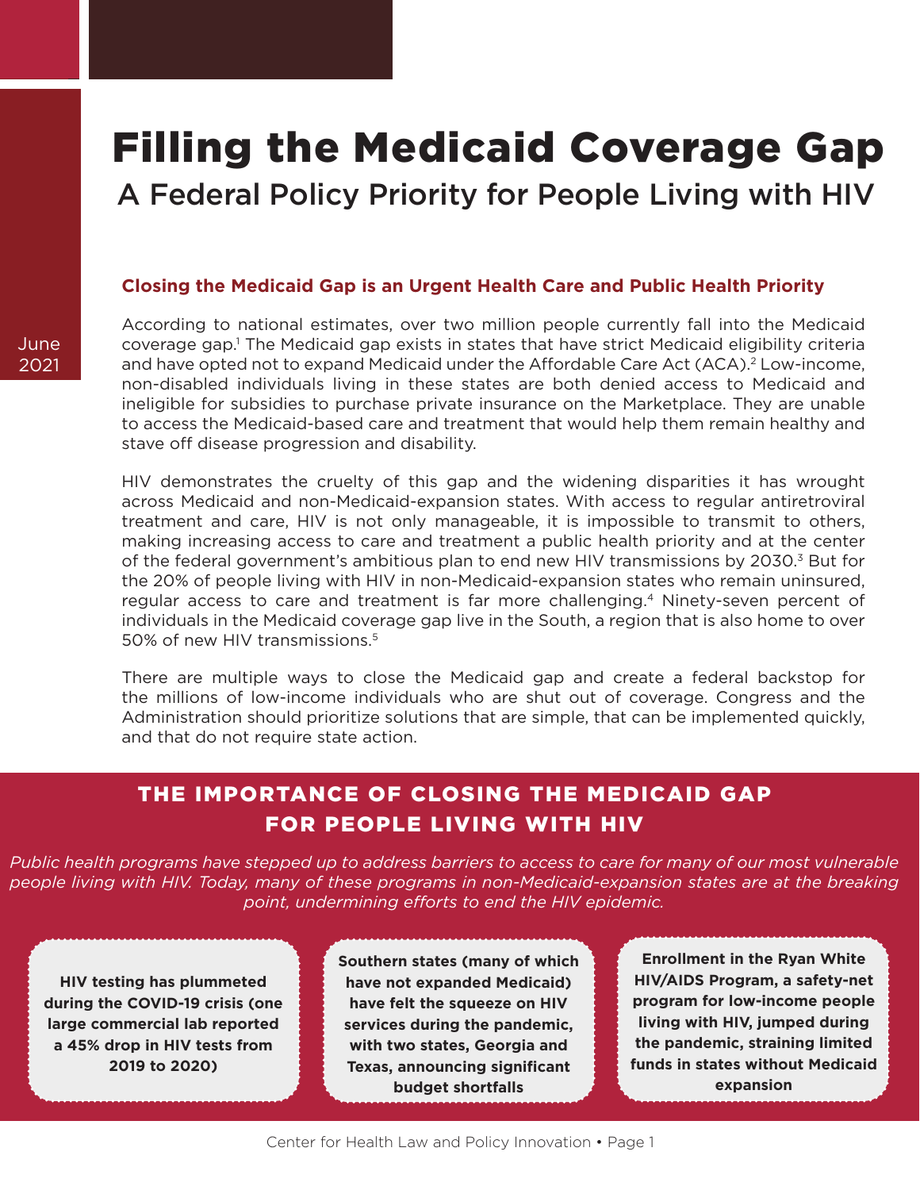June 2021

# Filling the Medicaid Coverage Gap

## A Federal Policy Priority for People Living with HIV

### Closing the Medicaid Gap is an Urgent Health Care and Public Health Priority

According to national estimates, over two million people currently fall into the Medicaid coverage gap.[1] The Medicaid gap exists in states that have strict Medicaid eligibility criteria and have opted not to expand Medicaid under the Affordable Care Act (ACA).[2] Low-income, non-disabled individuals living in these states are both denied access to Medicaid and ineligible for subsidies to purchase private insurance on the Marketplace. They are unable to access the Medicaid-based care and treatment that would help them remain healthy and stave off disease progression and disability.

HIV demonstrates the cruelty of this gap and the widening disparities it has wrought across Medicaid and non-Medicaid-expansion states. With access to regular antiretroviral treatment and care, HIV is not only manageable, it is impossible to transmit to others, making increasing access to care and treatment a public health priority and at the center of the federal government's ambitious plan to end new HIV transmissions by 2030.[3] But for the 20% of people living with HIV in non-Medicaid-expansion states who remain uninsured, regular access to care and treatment is far more challenging.[4] Ninety-seven percent of individuals in the Medicaid coverage gap live in the South, a region that is also home to over 50% of new HIV transmissions.[5]

There are multiple ways to close the Medicaid gap and create a federal backstop for the millions of low-income individuals who are shut out of coverage. Congress and the Administration should prioritize solutions that are simple, that can be implemented quickly, and that do not require state action.

### THE IMPORTANCE OF CLOSING THE MEDICAID GAP FOR PEOPLE LIVING WITH HIV

*Public health programs have stepped up to address barriers to access to care for many of our most vulnerable people living with HIV. Today, many of these programs in non-Medicaid-expansion states are at the breaking point, undermining efforts to end the HIV epidemic.*

**HIV testing has plummeted during the COVID-19 crisis (one large commercial lab reported a 45% drop in HIV tests from 2019 to 2020)**

**Southern states (many of which have not expanded Medicaid) have felt the squeeze on HIV services during the pandemic, with two states, Georgia and Texas, announcing significant budget shortfalls**

**Enrollment in the Ryan White HIV/AIDS Program, a safety-net program for low-income people living with HIV, jumped during the pandemic, straining limited funds in states without Medicaid expansion**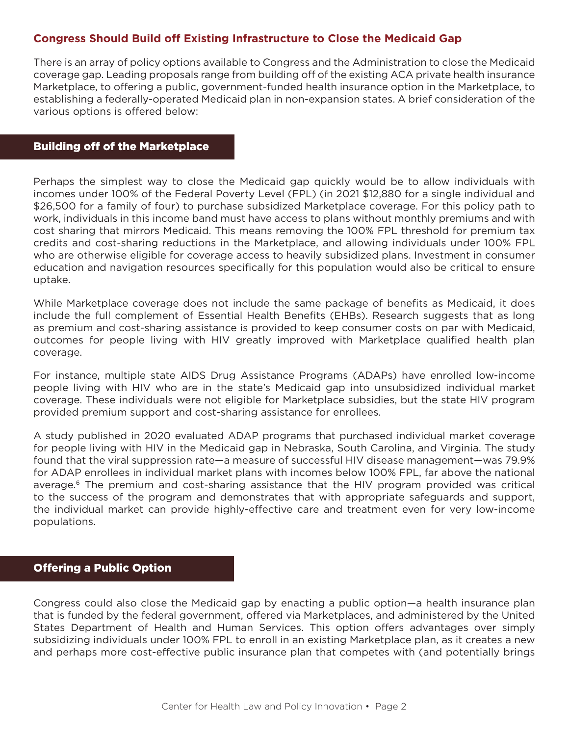## Congress Should Build off Existing Infrastructure to Close the Medicaid Gap

There is an array of policy options available to Congress and the Administration to close the Medicaid coverage gap. Leading proposals range from building off of the existing ACA private health insurance Marketplace, to offering a public, government-funded health insurance option in the Marketplace, to establishing a federally-operated Medicaid plan in non-expansion states. A brief consideration of the various options is offered below:

### Building off of the Marketplace

Perhaps the simplest way to close the Medicaid gap quickly would be to allow individuals with incomes under 100% of the Federal Poverty Level (FPL) (in 2021 $12,880 for a single individual and $26,500 for a family of four) to purchase subsidized Marketplace coverage. For this policy path to work, individuals in this income band must have access to plans without monthly premiums and with cost sharing that mirrors Medicaid. This means removing the 100% FPL threshold for premium tax credits and cost-sharing reductions in the Marketplace, and allowing individuals under 100% FPL who are otherwise eligible for coverage access to heavily subsidized plans. Investment in consumer education and navigation resources specifically for this population would also be critical to ensure uptake.

While Marketplace coverage does not include the same package of benefits as Medicaid, it does include the full complement of Essential Health Benefits (EHBs). Research suggests that as long as premium and cost-sharing assistance is provided to keep consumer costs on par with Medicaid, outcomes for people living with HIV greatly improved with Marketplace qualified health plan coverage.

For instance, multiple state AIDS Drug Assistance Programs (ADAPs) have enrolled low-income people living with HIV who are in the state's Medicaid gap into unsubsidized individual market coverage. These individuals were not eligible for Marketplace subsidies, but the state HIV program provided premium support and cost-sharing assistance for enrollees.

A study published in 2020 evaluated ADAP programs that purchased individual market coverage for people living with HIV in the Medicaid gap in Nebraska, South Carolina, and Virginia. The study found that the viral suppression rate—a measure of successful HIV disease management—was 79.9% for ADAP enrollees in individual market plans with incomes below 100% FPL, far above the national average.[6] The premium and cost-sharing assistance that the HIV program provided was critical to the success of the program and demonstrates that with appropriate safeguards and support, the individual market can provide highly-effective care and treatment even for very low-income populations.

### Offering a Public Option

Congress could also close the Medicaid gap by enacting a public option—a health insurance plan that is funded by the federal government, offered via Marketplaces, and administered by the United States Department of Health and Human Services. This option offers advantages over simply subsidizing individuals under 100% FPL to enroll in an existing Marketplace plan, as it creates a new and perhaps more cost-effective public insurance plan that competes with (and potentially brings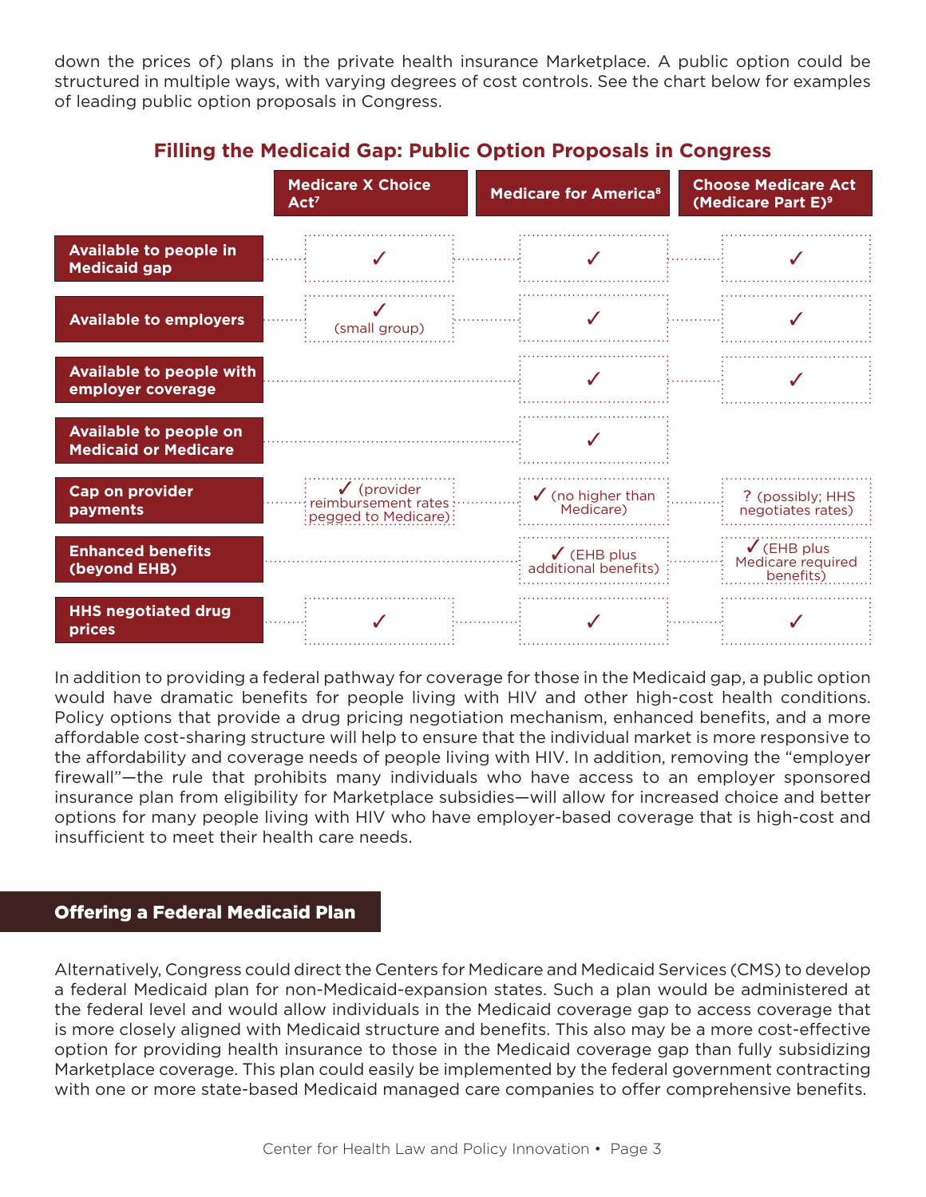down the prices of) plans in the private health insurance Marketplace. A public option could be structured in multiple ways, with varying degrees of cost controls. See the chart below for examples of leading public option proposals in Congress.

### Filling the Medicaid Gap: Public Option Proposals in Congress

| | Medicare X Choice Act[7] | Medicare for America[8] | Choose Medicare Act (Medicare Part E)[9] |
|---|---|---|---|
| **Available to people in Medicaid gap** | ✓ | ✓ | ✓ |
| **Available to employers** | ✓ (small group) | ✓ | ✓ |
| **Available to people with employer coverage** | | ✓ | ✓ |
| **Available to people on Medicaid or Medicare** | | ✓ | |
| **Cap on provider payments** | ✓ (provider reimbursement rates pegged to Medicare) | ✓ (no higher than Medicare) | ? (possibly; HHS negotiates rates) |
| **Enhanced benefits (beyond EHB)** | | ✓ (EHB plus additional benefits) | ✓ (EHB plus Medicare required benefits) |
| **HHS negotiated drug prices** | ✓ | ✓ | ✓ |

In addition to providing a federal pathway for coverage for those in the Medicaid gap, a public option would have dramatic benefits for people living with HIV and other high-cost health conditions. Policy options that provide a drug pricing negotiation mechanism, enhanced benefits, and a more affordable cost-sharing structure will help to ensure that the individual market is more responsive to the affordability and coverage needs of people living with HIV. In addition, removing the "employer firewall"—the rule that prohibits many individuals who have access to an employer sponsored insurance plan from eligibility for Marketplace subsidies—will allow for increased choice and better options for many people living with HIV who have employer-based coverage that is high-cost and insufficient to meet their health care needs.

## Offering a Federal Medicaid Plan

Alternatively, Congress could direct the Centers for Medicare and Medicaid Services (CMS) to develop a federal Medicaid plan for non-Medicaid-expansion states. Such a plan would be administered at the federal level and would allow individuals in the Medicaid coverage gap to access coverage that is more closely aligned with Medicaid structure and benefits. This also may be a more cost-effective option for providing health insurance to those in the Medicaid coverage gap than fully subsidizing Marketplace coverage. This plan could easily be implemented by the federal government contracting with one or more state-based Medicaid managed care companies to offer comprehensive benefits.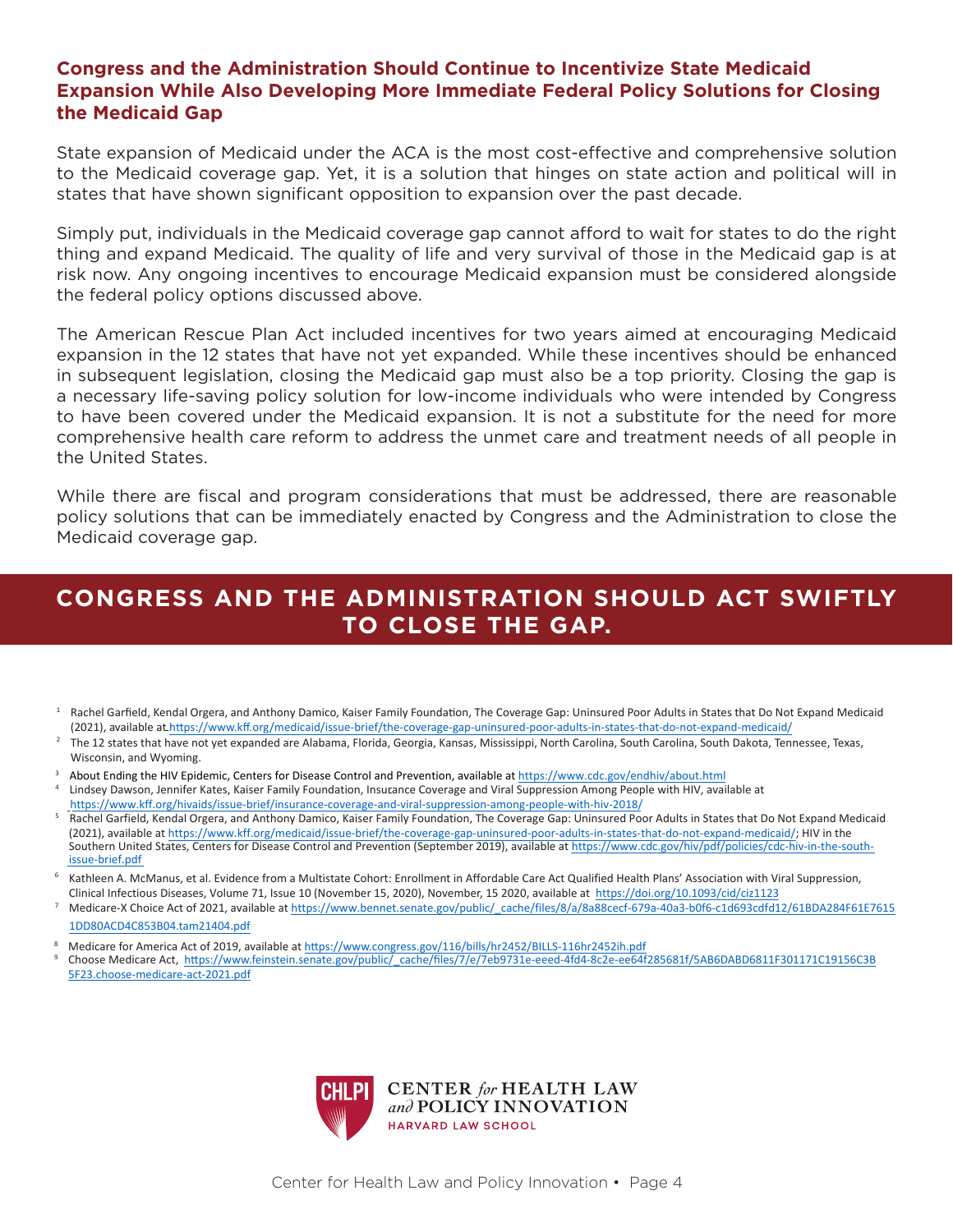### Congress and the Administration Should Continue to Incentivize State Medicaid Expansion While Also Developing More Immediate Federal Policy Solutions for Closing the Medicaid Gap

State expansion of Medicaid under the ACA is the most cost-effective and comprehensive solution to the Medicaid coverage gap. Yet, it is a solution that hinges on state action and political will in states that have shown significant opposition to expansion over the past decade.

Simply put, individuals in the Medicaid coverage gap cannot afford to wait for states to do the right thing and expand Medicaid. The quality of life and very survival of those in the Medicaid gap is at risk now. Any ongoing incentives to encourage Medicaid expansion must be considered alongside the federal policy options discussed above.

The American Rescue Plan Act included incentives for two years aimed at encouraging Medicaid expansion in the 12 states that have not yet expanded. While these incentives should be enhanced in subsequent legislation, closing the Medicaid gap must also be a top priority. Closing the gap is a necessary life-saving policy solution for low-income individuals who were intended by Congress to have been covered under the Medicaid expansion. It is not a substitute for the need for more comprehensive health care reform to address the unmet care and treatment needs of all people in the United States.

While there are fiscal and program considerations that must be addressed, there are reasonable policy solutions that can be immediately enacted by Congress and the Administration to close the Medicaid coverage gap.

## CONGRESS AND THE ADMINISTRATION SHOULD ACT SWIFTLY TO CLOSE THE GAP.

[1] Rachel Garfield, Kendal Orgera, and Anthony Damico, Kaiser Family Foundation, The Coverage Gap: Uninsured Poor Adults in States that Do Not Expand Medicaid (2021), available at https://www.kff.org/medicaid/issue-brief/the-coverage-gap-uninsured-poor-adults-in-states-that-do-not-expand-medicaid/

[2] The 12 states that have not yet expanded are Alabama, Florida, Georgia, Kansas, Mississippi, North Carolina, South Carolina, South Dakota, Tennessee, Texas, Wisconsin, and Wyoming.

[3] About Ending the HIV Epidemic, Centers for Disease Control and Prevention, available at https://www.cdc.gov/endhiv/about.html

[4] Lindsey Dawson, Jennifer Kates, Kaiser Family Foundation, Insurance Coverage and Viral Suppression Among People with HIV, available at https://www.kff.org/hivaids/issue-brief/insurance-coverage-and-viral-suppression-among-people-with-hiv-2018/

[5] Rachel Garfield, Kendal Orgera, and Anthony Damico, Kaiser Family Foundation, The Coverage Gap: Uninsured Poor Adults in States that Do Not Expand Medicaid (2021), available at https://www.kff.org/medicaid/issue-brief/the-coverage-gap-uninsured-poor-adults-in-states-that-do-not-expand-medicaid/; HIV in the Southern United States, Centers for Disease Control and Prevention (September 2019), available at https://www.cdc.gov/hiv/pdf/policies/cdc-hiv-in-the-south-issue-brief.pdf

[6] Kathleen A. McManus, et al. Evidence from a Multistate Cohort: Enrollment in Affordable Care Act Qualified Health Plans' Association with Viral Suppression, Clinical Infectious Diseases, Volume 71, Issue 10 (November 15, 2020), November, 15 2020, available at https://doi.org/10.1093/cid/ciz1123

[7] Medicare-X Choice Act of 2021, available at https://www.bennet.senate.gov/public/_cache/files/8/a/8a88cecf-679a-40a3-b0f6-c1d693cdfd12/61BDA284F61E76151DD80ACD4C853B04.tam21404.pdf

[8] Medicare for America Act of 2019, available at https://www.congress.gov/116/bills/hr2452/BILLS-116hr2452ih.pdf

[9] Choose Medicare Act, https://www.feinstein.senate.gov/public/_cache/files/7/e/7eb9731e-eeed-4fd4-8c2e-ee64f285681f/5AB6DABD6811F301171C19156C3B5F23.choose-medicare-act-2021.pdf

CHLPI CENTER *for* HEALTH LAW *and* POLICY INNOVATION
HARVARD LAW SCHOOL